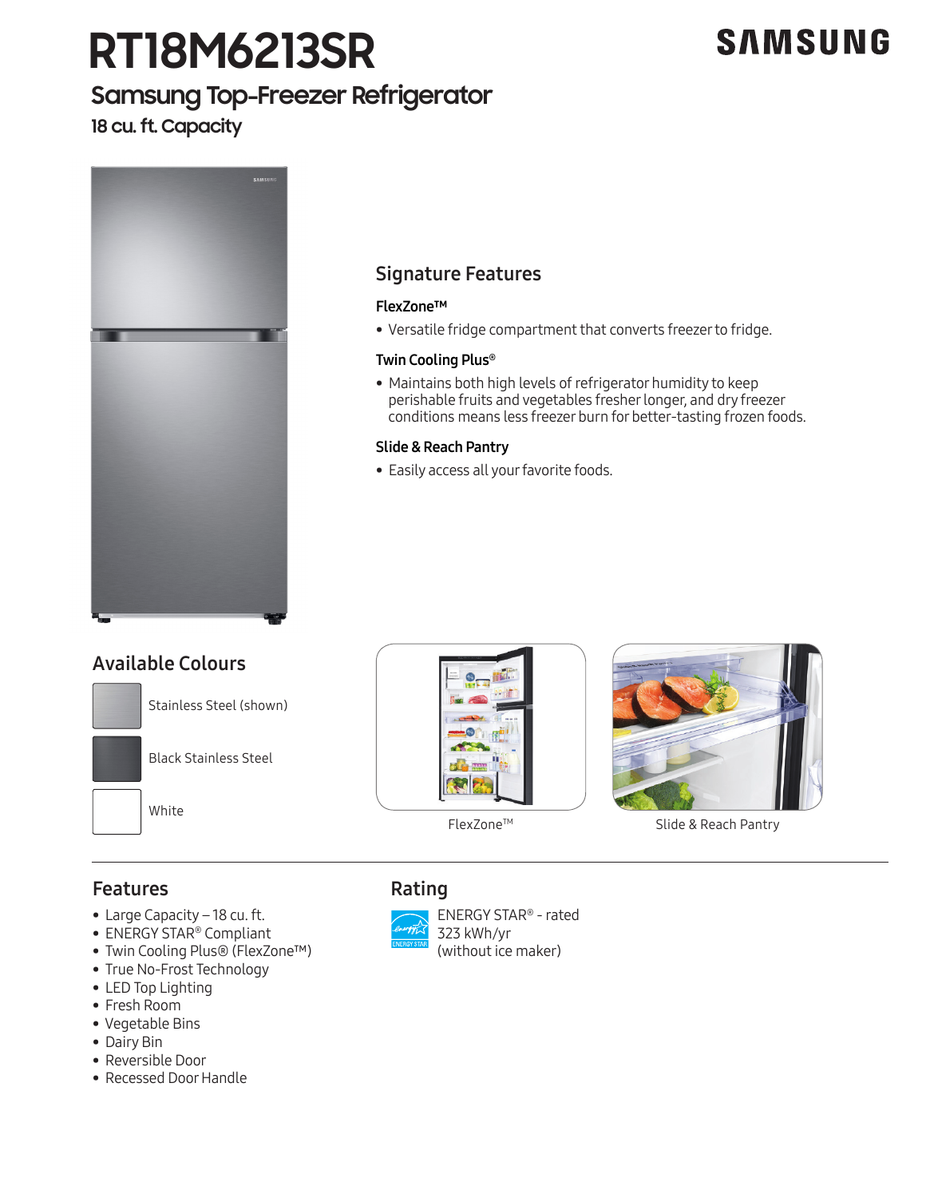# RT18M6213SR

SAMSUNG

## Samsung Top-Freezer Refrigerator

### 18 cu. ft. Capacity

## Signature Features

### FlexZone™

- Versatile fridge compartment that converts freezer to fridge.

### Twin Cooling Plus®

- Maintains both high levels of refrigerator humidity to keep perishable fruits and vegetables fresher longer, and dry freezer conditions means less freezer burn for better-tasting frozen foods.

### Slide & Reach Pantry

- Easily access all your favorite foods.

## Available Colours

- Stainless Steel (shown)
- Black Stainless Steel
- White

FlexZone™

Slide & Reach Pantry

## Features

- Large Capacity – 18 cu. ft.
- ENERGY STAR® Compliant
- Twin Cooling Plus® (FlexZone™)
- True No-Frost Technology
- LED Top Lighting
- Fresh Room
- Vegetable Bins
- Dairy Bin
- Reversible Door
- Recessed Door Handle

## Rating

ENERGY STAR® - rated
323 kWh/yr
(without ice maker)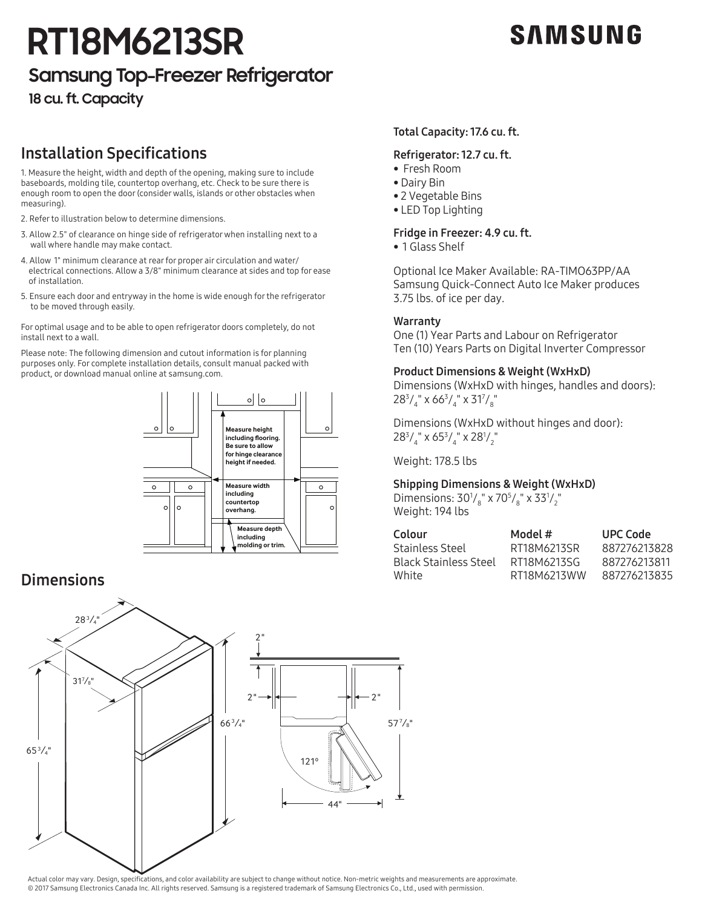# RT18M6213SR

SAMSUNG

## Samsung Top-Freezer Refrigerator

18 cu. ft. Capacity

## Installation Specifications

1. Measure the height, width and depth of the opening, making sure to include baseboards, molding tile, countertop overhang, etc. Check to be sure there is enough room to open the door (consider walls, islands or other obstacles when measuring).
2. Refer to illustration below to determine dimensions.
3. Allow 2.5" of clearance on hinge side of refrigerator when installing next to a wall where handle may make contact.
4. Allow 1" minimum clearance at rear for proper air circulation and water/electrical connections. Allow a 3/8" minimum clearance at sides and top for ease of installation.
5. Ensure each door and entryway in the home is wide enough for the refrigerator to be moved through easily.

For optimal usage and to be able to open refrigerator doors completely, do not install next to a wall.

Please note: The following dimension and cutout information is for planning purposes only. For complete installation details, consult manual packed with product, or download manual online at samsung.com.

Measure height including flooring. Be sure to allow for hinge clearance height if needed.

Measure width including countertop overhang.

Measure depth including molding or trim.

**Total Capacity: 17.6 cu. ft.**

**Refrigerator: 12.7 cu. ft.**

- Fresh Room
- Dairy Bin
- 2 Vegetable Bins
- LED Top Lighting

**Fridge in Freezer: 4.9 cu. ft.**

- 1 Glass Shelf

Optional Ice Maker Available: RA-TIMO63PP/AA
Samsung Quick-Connect Auto Ice Maker produces 3.75 lbs. of ice per day.

**Warranty**

One (1) Year Parts and Labour on Refrigerator
Ten (10) Years Parts on Digital Inverter Compressor

**Product Dimensions & Weight (WxHxD)**

Dimensions (WxHxD with hinges, handles and doors):
28 3/4" x 66 3/4" x 31 7/8"

Dimensions (WxHxD without hinges and door):
28 3/4" x 65 3/4" x 28 1/2"

Weight: 178.5 lbs

**Shipping Dimensions & Weight (WxHxD)**

Dimensions: 30 1/8" x 70 5/8" x 33 1/2"
Weight: 194 lbs

| Colour | Model # | UPC Code |
|---|---|---|
| Stainless Steel | RT18M6213SR | 887276213828 |
| Black Stainless Steel | RT18M6213SG | 887276213811 |
| White | RT18M6213WW | 887276213835 |

## Dimensions

28 3/4"

31 7/8"

65 3/4"

66 3/4"

2"

2"

2"

57 7/8"

121°

44"

Actual color may vary. Design, specifications, and color availability are subject to change without notice. Non-metric weights and measurements are approximate.
© 2017 Samsung Electronics Canada Inc. All rights reserved. Samsung is a registered trademark of Samsung Electronics Co., Ltd., used with permission.